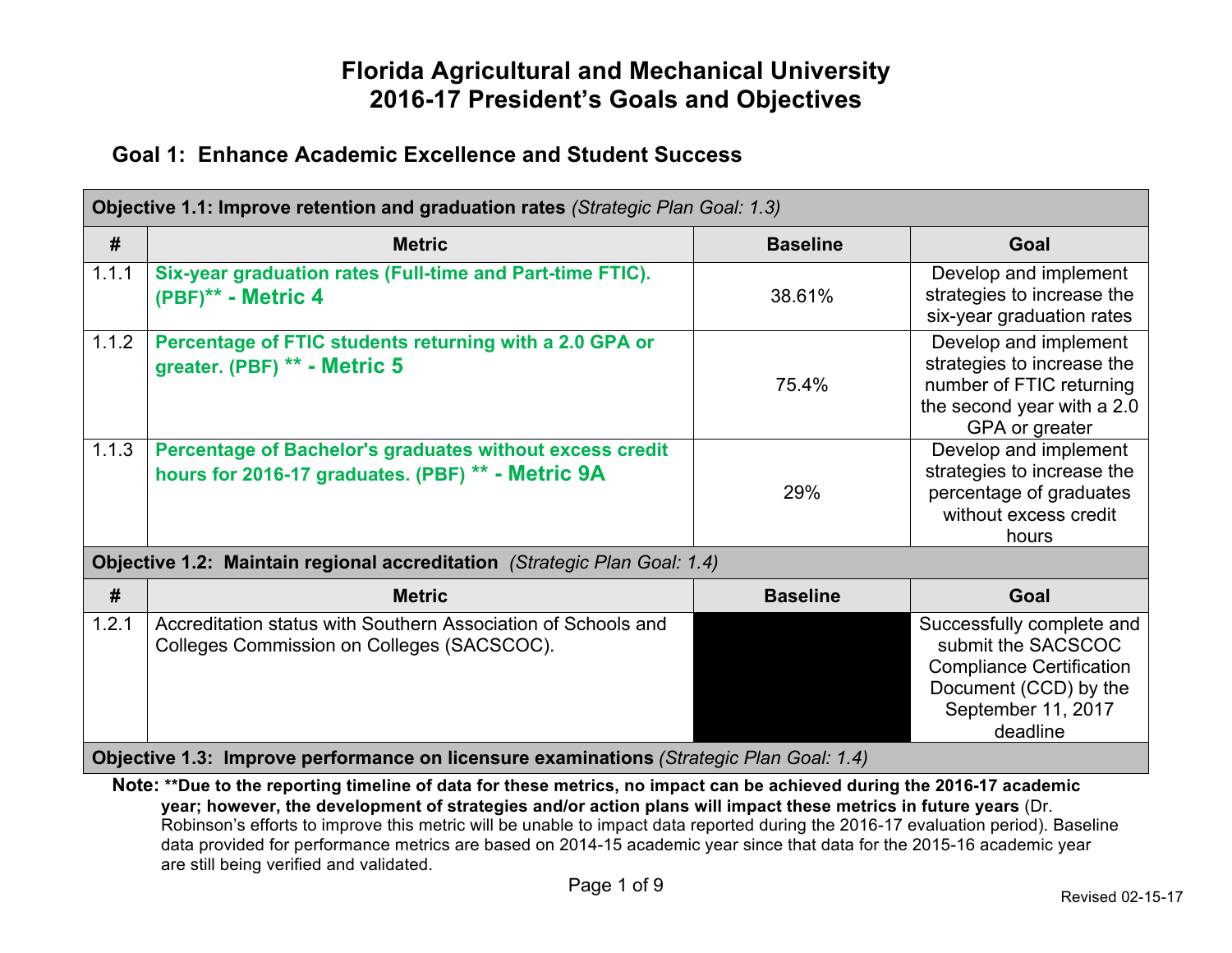# Florida Agricultural and Mechanical University
# 2016-17 President's Goals and Objectives

## Goal 1: Enhance Academic Excellence and Student Success

| **Objective 1.1: Improve retention and graduation rates** *(Strategic Plan Goal: 1.3)* | | | |
|---|---|---|---|
| **#** | **Metric** | **Baseline** | **Goal** |
| 1.1.1 | **Six-year graduation rates (Full-time and Part-time FTIC). (PBF)** - Metric 4** | 38.61% | Develop and implement strategies to increase the six-year graduation rates |
| 1.1.2 | **Percentage of FTIC students returning with a 2.0 GPA or greater. (PBF) ** - Metric 5** | 75.4% | Develop and implement strategies to increase the number of FTIC returning the second year with a 2.0 GPA or greater |
| 1.1.3 | **Percentage of Bachelor's graduates without excess credit hours for 2016-17 graduates. (PBF) ** - Metric 9A** | 29% | Develop and implement strategies to increase the percentage of graduates without excess credit hours |
| **Objective 1.2: Maintain regional accreditation** *(Strategic Plan Goal: 1.4)* | | | |
| **#** | **Metric** | **Baseline** | **Goal** |
| 1.2.1 | Accreditation status with Southern Association of Schools and Colleges Commission on Colleges (SACSCOC). | | Successfully complete and submit the SACSCOC Compliance Certification Document (CCD) by the September 11, 2017 deadline |
| **Objective 1.3: Improve performance on licensure examinations** *(Strategic Plan Goal: 1.4)* | | | |

**Note: **Due to the reporting timeline of data for these metrics, no impact can be achieved during the 2016-17 academic year; however, the development of strategies and/or action plans will impact these metrics in future years** (Dr. Robinson's efforts to improve this metric will be unable to impact data reported during the 2016-17 evaluation period). Baseline data provided for performance metrics are based on 2014-15 academic year since that data for the 2015-16 academic year are still being verified and validated.

Revised 02-15-17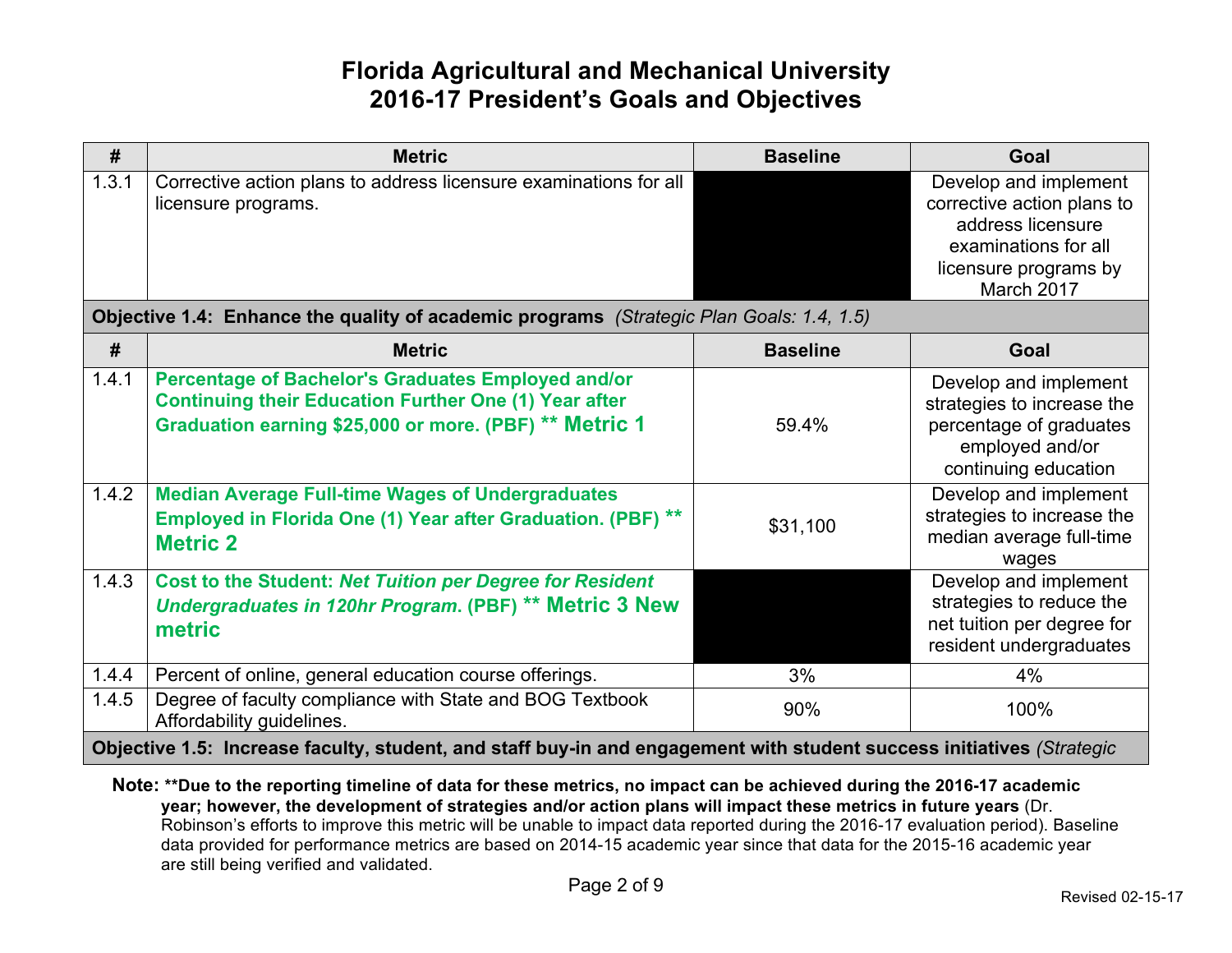# Florida Agricultural and Mechanical University
## 2016-17 President's Goals and Objectives

| # | Metric | Baseline | Goal |
|---|---|---|---|
| 1.3.1 | Corrective action plans to address licensure examinations for all licensure programs. | | Develop and implement corrective action plans to address licensure examinations for all licensure programs by March 2017 |
| **Objective 1.4: Enhance the quality of academic programs** *(Strategic Plan Goals: 1.4, 1.5)* | | | |
| **#** | **Metric** | **Baseline** | **Goal** |
| 1.4.1 | **Percentage of Bachelor's Graduates Employed and/or Continuing their Education Further One (1) Year after Graduation earning $25,000 or more. (PBF) \*\* Metric 1** | 59.4% | Develop and implement strategies to increase the percentage of graduates employed and/or continuing education |
| 1.4.2 | **Median Average Full-time Wages of Undergraduates Employed in Florida One (1) Year after Graduation. (PBF) \*\* Metric 2** | $31,100 | Develop and implement strategies to increase the median average full-time wages |
| 1.4.3 | **Cost to the Student: *Net Tuition per Degree for Resident Undergraduates in 120hr Program.* (PBF) \*\* Metric 3 New metric** | | Develop and implement strategies to reduce the net tuition per degree for resident undergraduates |
| 1.4.4 | Percent of online, general education course offerings. | 3% | 4% |
| 1.4.5 | Degree of faculty compliance with State and BOG Textbook Affordability guidelines. | 90% | 100% |
| **Objective 1.5: Increase faculty, student, and staff buy-in and engagement with student success initiatives** *(Strategic* | | | |

**Note: \*\*Due to the reporting timeline of data for these metrics, no impact can be achieved during the 2016-17 academic year; however, the development of strategies and/or action plans will impact these metrics in future years** (Dr. Robinson's efforts to improve this metric will be unable to impact data reported during the 2016-17 evaluation period). Baseline data provided for performance metrics are based on 2014-15 academic year since that data for the 2015-16 academic year are still being verified and validated.

Revised 02-15-17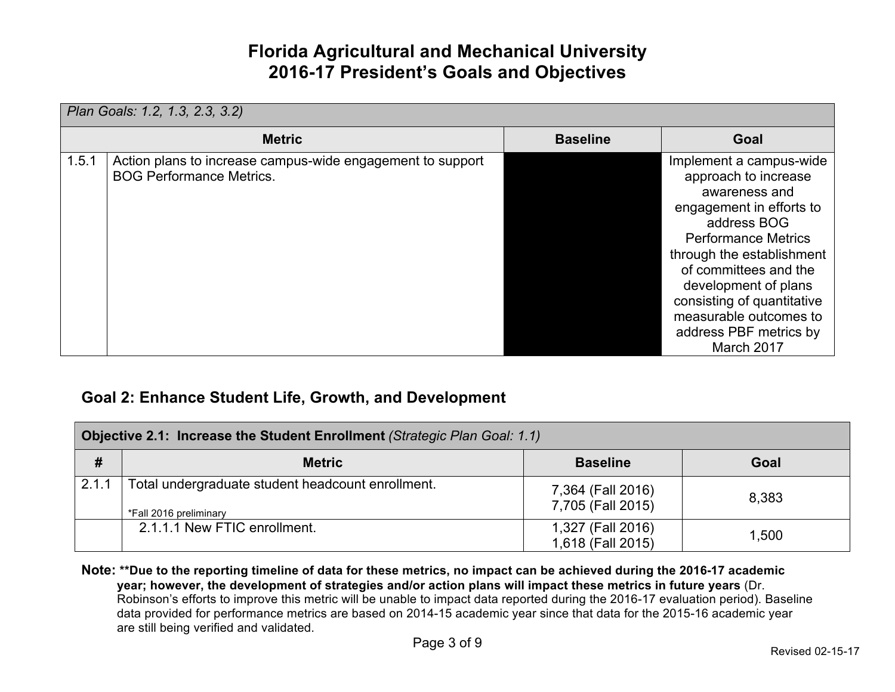# Florida Agricultural and Mechanical University
# 2016-17 President's Goals and Objectives

| *Plan Goals: 1.2, 1.3, 2.3, 3.2)* | | | |
|---|---|---|---|
| | **Metric** | **Baseline** | **Goal** |
| 1.5.1 | Action plans to increase campus-wide engagement to support BOG Performance Metrics. | | Implement a campus-wide approach to increase awareness and engagement in efforts to address BOG Performance Metrics through the establishment of committees and the development of plans consisting of quantitative measurable outcomes to address PBF metrics by March 2017 |

## Goal 2: Enhance Student Life, Growth, and Development

| **Objective 2.1: Increase the Student Enrollment** *(Strategic Plan Goal: 1.1)* | | | |
|---|---|---|---|
| **#** | **Metric** | **Baseline** | **Goal** |
| 2.1.1 | Total undergraduate student headcount enrollment.<br>*Fall 2016 preliminary | 7,364 (Fall 2016)<br>7,705 (Fall 2015) | 8,383 |
| | 2.1.1.1 New FTIC enrollment. | 1,327 (Fall 2016)<br>1,618 (Fall 2015) | 1,500 |

**Note:** **\*\*Due to the reporting timeline of data for these metrics, no impact can be achieved during the 2016-17 academic year; however, the development of strategies and/or action plans will impact these metrics in future years** (Dr. Robinson's efforts to improve this metric will be unable to impact data reported during the 2016-17 evaluation period). Baseline data provided for performance metrics are based on 2014-15 academic year since that data for the 2015-16 academic year are still being verified and validated.

Revised 02-15-17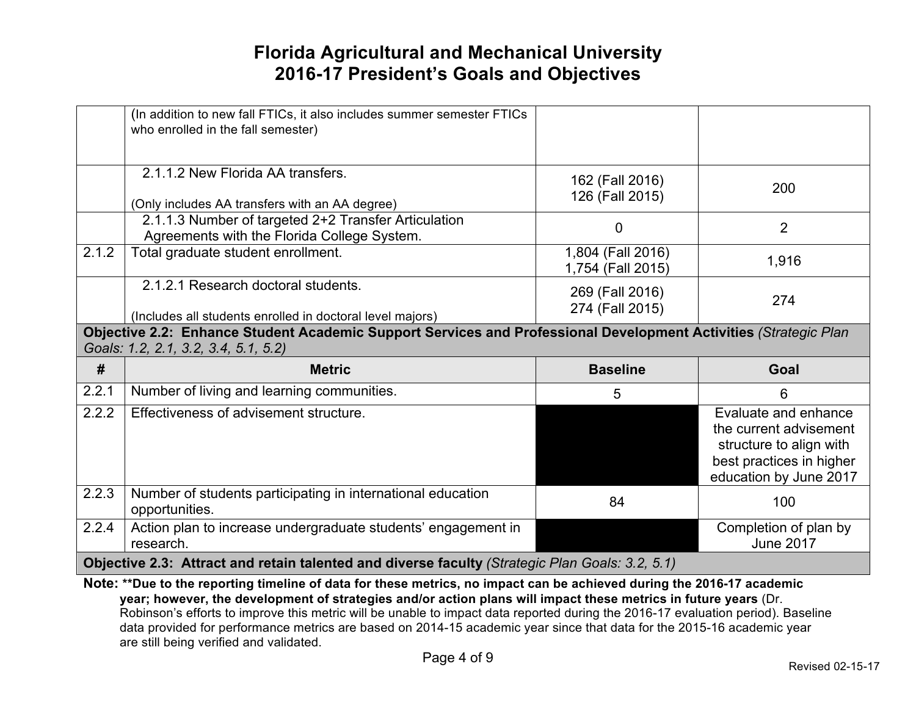# Florida Agricultural and Mechanical University
## 2016-17 President's Goals and Objectives

| # | Metric | Baseline | Goal |
|---|---|---|---|
| | (In addition to new fall FTICs, it also includes summer semester FTICs who enrolled in the fall semester) | | |
| | 2.1.1.2 New Florida AA transfers. (Only includes AA transfers with an AA degree) | 162 (Fall 2016) 126 (Fall 2015) | 200 |
| | 2.1.1.3 Number of targeted 2+2 Transfer Articulation Agreements with the Florida College System. | 0 | 2 |
| 2.1.2 | Total graduate student enrollment. | 1,804 (Fall 2016) 1,754 (Fall 2015) | 1,916 |
| | 2.1.2.1 Research doctoral students. (Includes all students enrolled in doctoral level majors) | 269 (Fall 2016) 274 (Fall 2015) | 274 |
| **Objective 2.2: Enhance Student Academic Support Services and Professional Development Activities** *(Strategic Plan Goals: 1.2, 2.1, 3.2, 3.4, 5.1, 5.2)* | | | |
| **#** | **Metric** | **Baseline** | **Goal** |
| 2.2.1 | Number of living and learning communities. | 5 | 6 |
| 2.2.2 | Effectiveness of advisement structure. | | Evaluate and enhance the current advisement structure to align with best practices in higher education by June 2017 |
| 2.2.3 | Number of students participating in international education opportunities. | 84 | 100 |
| 2.2.4 | Action plan to increase undergraduate students' engagement in research. | | Completion of plan by June 2017 |
| **Objective 2.3: Attract and retain talented and diverse faculty** *(Strategic Plan Goals: 3.2, 5.1)* | | | |

**Note:** **\*\*Due to the reporting timeline of data for these metrics, no impact can be achieved during the 2016-17 academic year; however, the development of strategies and/or action plans will impact these metrics in future years** (Dr. Robinson's efforts to improve this metric will be unable to impact data reported during the 2016-17 evaluation period). Baseline data provided for performance metrics are based on 2014-15 academic year since that data for the 2015-16 academic year are still being verified and validated.

Revised 02-15-17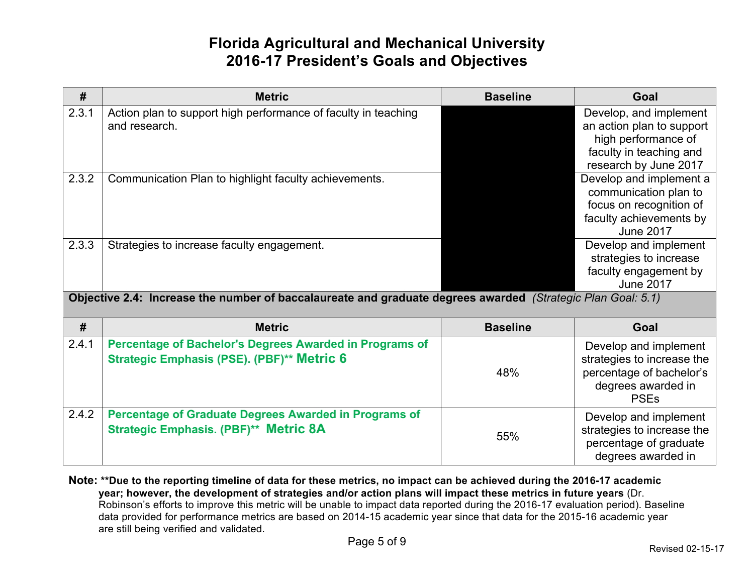# Florida Agricultural and Mechanical University
## 2016-17 President's Goals and Objectives

| # | Metric | Baseline | Goal |
|---|---|---|---|
| 2.3.1 | Action plan to support high performance of faculty in teaching and research. | | Develop, and implement an action plan to support high performance of faculty in teaching and research by June 2017 |
| 2.3.2 | Communication Plan to highlight faculty achievements. | | Develop and implement a communication plan to focus on recognition of faculty achievements by June 2017 |
| 2.3.3 | Strategies to increase faculty engagement. | | Develop and implement strategies to increase faculty engagement by June 2017 |

**Objective 2.4: Increase the number of baccalaureate and graduate degrees awarded** *(Strategic Plan Goal: 5.1)*

| # | Metric | Baseline | Goal |
|---|---|---|---|
| 2.4.1 | **Percentage of Bachelor's Degrees Awarded in Programs of Strategic Emphasis (PSE). (PBF)\*\* Metric 6** | 48% | Develop and implement strategies to increase the percentage of bachelor's degrees awarded in PSEs |
| 2.4.2 | **Percentage of Graduate Degrees Awarded in Programs of Strategic Emphasis. (PBF)\*\* Metric 8A** | 55% | Develop and implement strategies to increase the percentage of graduate degrees awarded in |

**Note: \*\*Due to the reporting timeline of data for these metrics, no impact can be achieved during the 2016-17 academic year; however, the development of strategies and/or action plans will impact these metrics in future years** (Dr. Robinson's efforts to improve this metric will be unable to impact data reported during the 2016-17 evaluation period). Baseline data provided for performance metrics are based on 2014-15 academic year since that data for the 2015-16 academic year are still being verified and validated.

Revised 02-15-17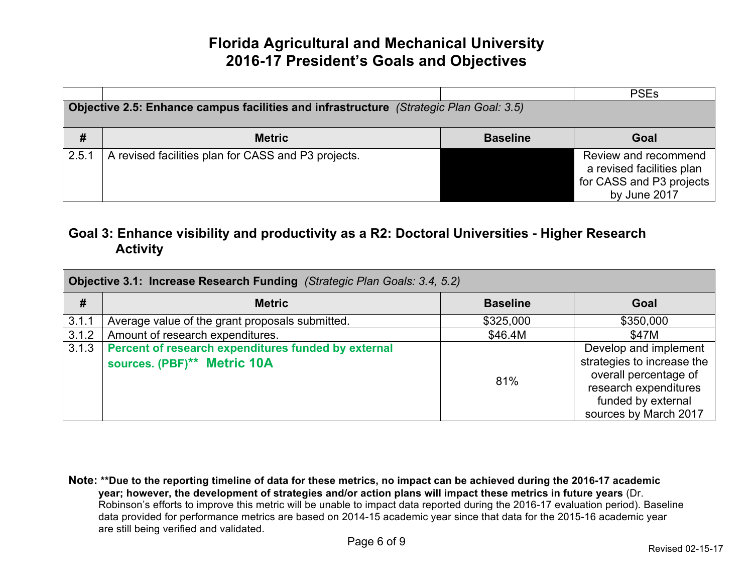# Florida Agricultural and Mechanical University
# 2016-17 President's Goals and Objectives

| | | | |
|---|---|---|---|
| | | | PSEs |

**Objective 2.5: Enhance campus facilities and infrastructure** *(Strategic Plan Goal: 3.5)*

| # | Metric | Baseline | Goal |
|---|---|---|---|
| 2.5.1 | A revised facilities plan for CASS and P3 projects. | | Review and recommend a revised facilities plan for CASS and P3 projects by June 2017 |

## Goal 3: Enhance visibility and productivity as a R2: Doctoral Universities - Higher Research Activity

**Objective 3.1: Increase Research Funding** *(Strategic Plan Goals: 3.4, 5.2)*

| # | Metric | Baseline | Goal |
|---|---|---|---|
| 3.1.1 | Average value of the grant proposals submitted. | $325,000 | $350,000 |
| 3.1.2 | Amount of research expenditures. | $46.4M | $47M |
| 3.1.3 | **Percent of research expenditures funded by external sources. (PBF)\*\* Metric 10A** | 81% | Develop and implement strategies to increase the overall percentage of research expenditures funded by external sources by March 2017 |

**Note: \*\*Due to the reporting timeline of data for these metrics, no impact can be achieved during the 2016-17 academic year; however, the development of strategies and/or action plans will impact these metrics in future years** (Dr. Robinson's efforts to improve this metric will be unable to impact data reported during the 2016-17 evaluation period). Baseline data provided for performance metrics are based on 2014-15 academic year since that data for the 2015-16 academic year are still being verified and validated.

Revised 02-15-17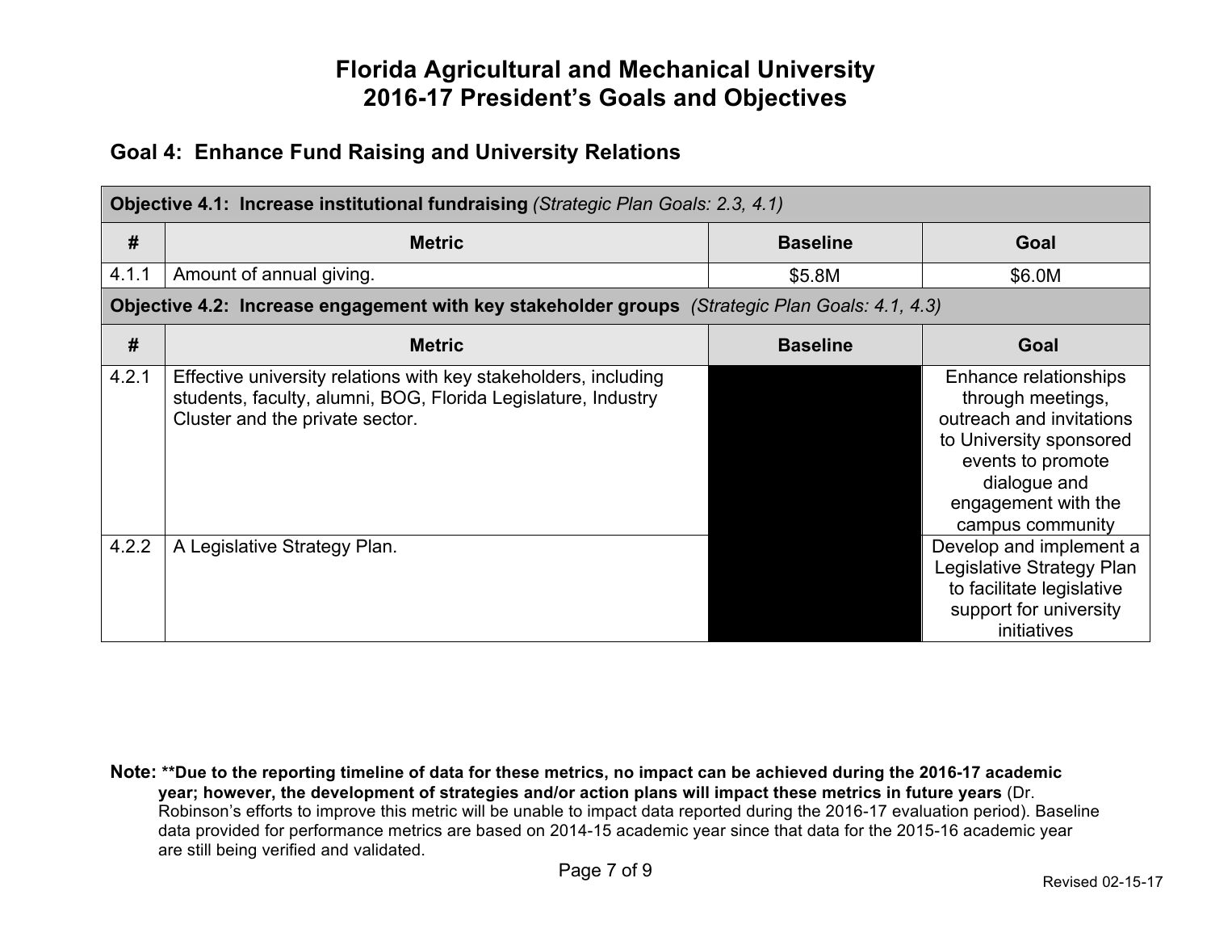# Florida Agricultural and Mechanical University
# 2016-17 President's Goals and Objectives

## Goal 4: Enhance Fund Raising and University Relations

| **Objective 4.1: Increase institutional fundraising** *(Strategic Plan Goals: 2.3, 4.1)* | | | |
|---|---|---|---|
| **#** | **Metric** | **Baseline** | **Goal** |
| 4.1.1 | Amount of annual giving. | $5.8M | $6.0M |

| **Objective 4.2: Increase engagement with key stakeholder groups** *(Strategic Plan Goals: 4.1, 4.3)* | | | |
|---|---|---|---|
| **#** | **Metric** | **Baseline** | **Goal** |
| 4.2.1 | Effective university relations with key stakeholders, including students, faculty, alumni, BOG, Florida Legislature, Industry Cluster and the private sector. | | Enhance relationships through meetings, outreach and invitations to University sponsored events to promote dialogue and engagement with the campus community |
| 4.2.2 | A Legislative Strategy Plan. | | Develop and implement a Legislative Strategy Plan to facilitate legislative support for university initiatives |

**Note: **Due to the reporting timeline of data for these metrics, no impact can be achieved during the 2016-17 academic year; however, the development of strategies and/or action plans will impact these metrics in future years** (Dr. Robinson's efforts to improve this metric will be unable to impact data reported during the 2016-17 evaluation period). Baseline data provided for performance metrics are based on 2014-15 academic year since that data for the 2015-16 academic year are still being verified and validated.

Revised 02-15-17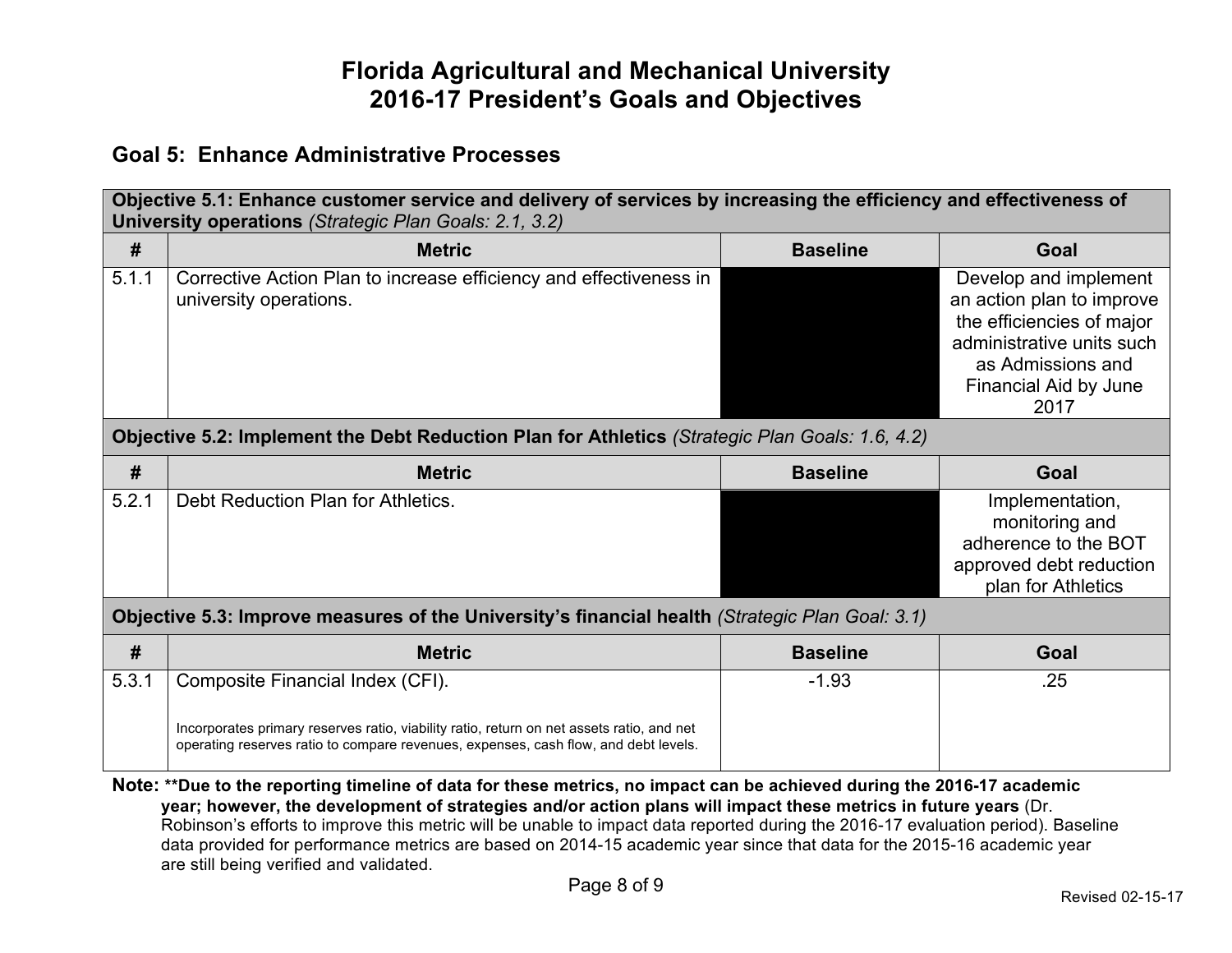# Florida Agricultural and Mechanical University
# 2016-17 President's Goals and Objectives

## Goal 5: Enhance Administrative Processes

| **Objective 5.1: Enhance customer service and delivery of services by increasing the efficiency and effectiveness of University operations** *(Strategic Plan Goals: 2.1, 3.2)* | | | |
|---|---|---|---|
| **#** | **Metric** | **Baseline** | **Goal** |
| 5.1.1 | Corrective Action Plan to increase efficiency and effectiveness in university operations. | | Develop and implement an action plan to improve the efficiencies of major administrative units such as Admissions and Financial Aid by June 2017 |
| **Objective 5.2: Implement the Debt Reduction Plan for Athletics** *(Strategic Plan Goals: 1.6, 4.2)* | | | |
| **#** | **Metric** | **Baseline** | **Goal** |
| 5.2.1 | Debt Reduction Plan for Athletics. | | Implementation, monitoring and adherence to the BOT approved debt reduction plan for Athletics |
| **Objective 5.3: Improve measures of the University's financial health** *(Strategic Plan Goal: 3.1)* | | | |
| **#** | **Metric** | **Baseline** | **Goal** |
| 5.3.1 | Composite Financial Index (CFI).<br><br>Incorporates primary reserves ratio, viability ratio, return on net assets ratio, and net operating reserves ratio to compare revenues, expenses, cash flow, and debt levels. | -1.93 | .25 |

**Note:** **\*\*Due to the reporting timeline of data for these metrics, no impact can be achieved during the 2016-17 academic year; however, the development of strategies and/or action plans will impact these metrics in future years** (Dr. Robinson's efforts to improve this metric will be unable to impact data reported during the 2016-17 evaluation period). Baseline data provided for performance metrics are based on 2014-15 academic year since that data for the 2015-16 academic year are still being verified and validated.

Revised 02-15-17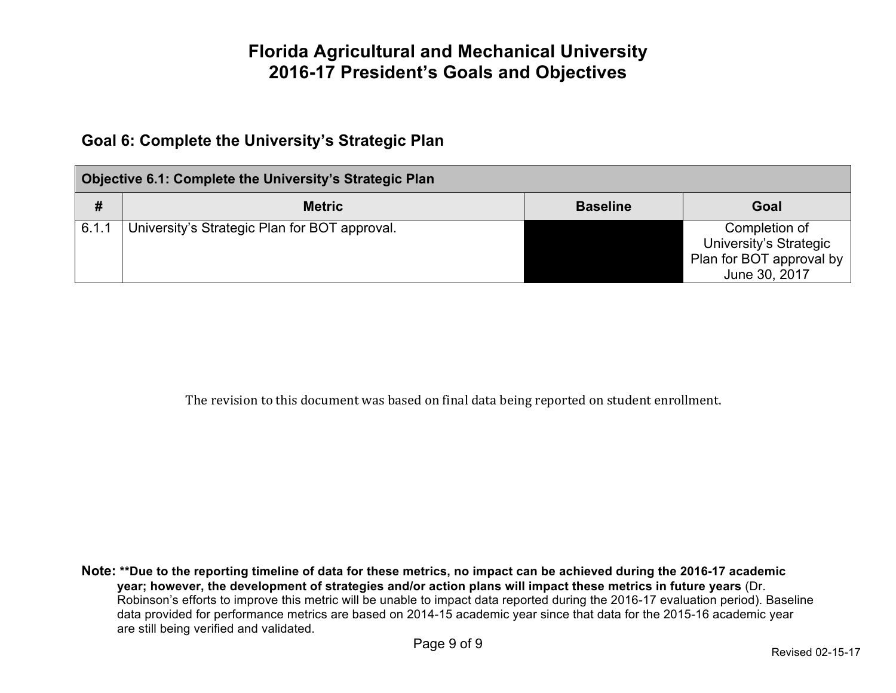# Florida Agricultural and Mechanical University
# 2016-17 President's Goals and Objectives

## Goal 6: Complete the University's Strategic Plan

| Objective 6.1: Complete the University's Strategic Plan | | | |
|---|---|---|---|
| # | Metric | Baseline | Goal |
| 6.1.1 | University's Strategic Plan for BOT approval. | | Completion of University's Strategic Plan for BOT approval by June 30, 2017 |

The revision to this document was based on final data being reported on student enrollment.

**Note: **Due to the reporting timeline of data for these metrics, no impact can be achieved during the 2016-17 academic year; however, the development of strategies and/or action plans will impact these metrics in future years** (Dr. Robinson's efforts to improve this metric will be unable to impact data reported during the 2016-17 evaluation period). Baseline data provided for performance metrics are based on 2014-15 academic year since that data for the 2015-16 academic year are still being verified and validated.

Revised 02-15-17